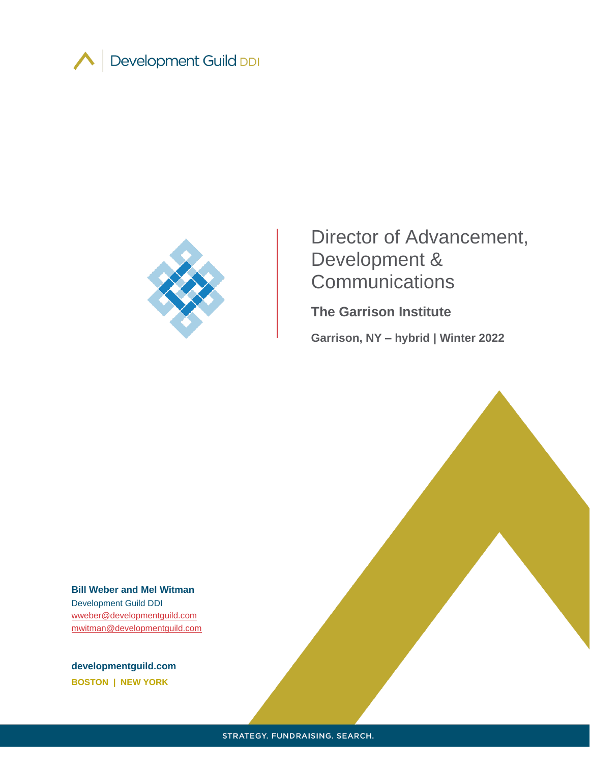Development Guild DDI

# Director of Advancement, Development & Communications

## The Garrison Institute

**Garrison, NY – hybrid | Winter 2022**

**Bill Weber and Mel Witman**
Development Guild DDI
wweber@developmentguild.com
mwitman@developmentguild.com

**developmentguild.com**
**BOSTON | NEW YORK**

STRATEGY. FUNDRAISING. SEARCH.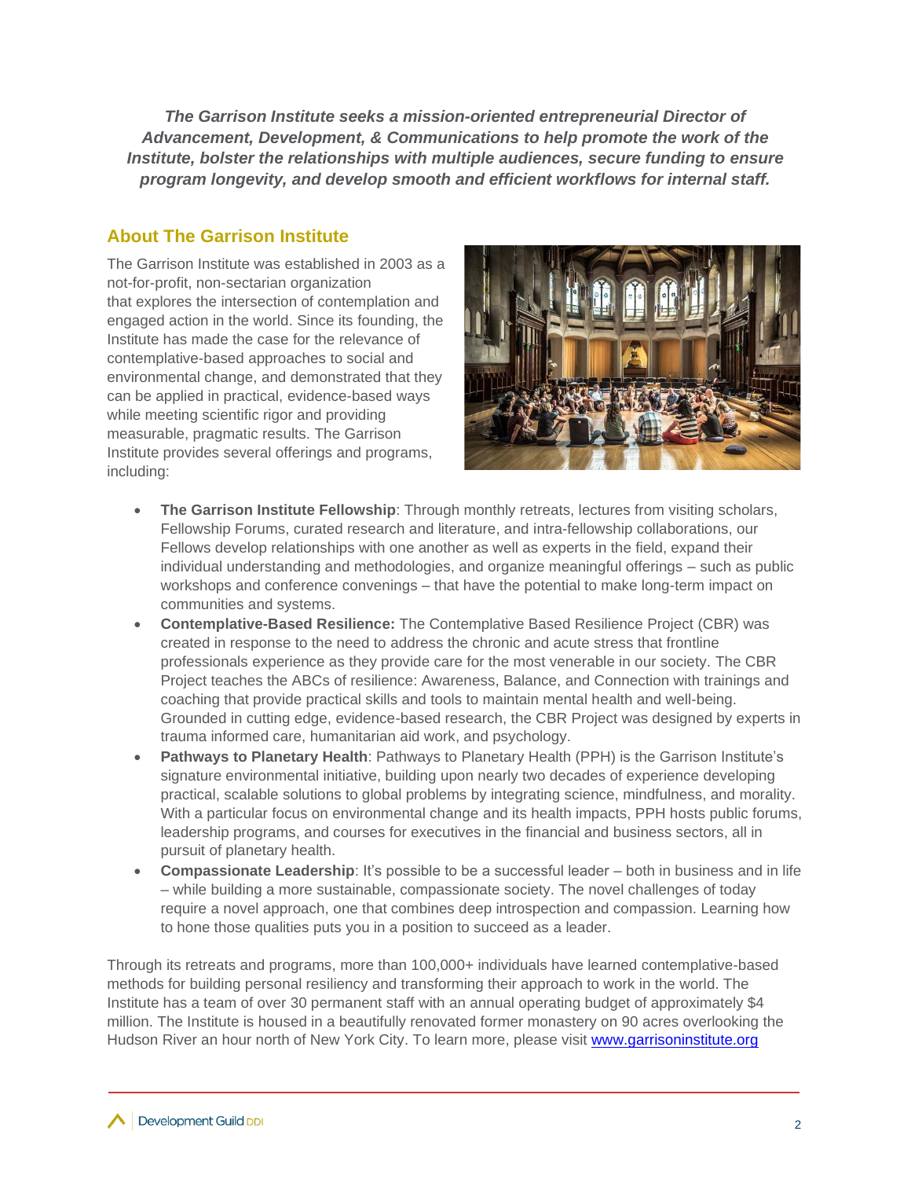***The Garrison Institute seeks a mission-oriented entrepreneurial Director of Advancement, Development, & Communications to help promote the work of the Institute, bolster the relationships with multiple audiences, secure funding to ensure program longevity, and develop smooth and efficient workflows for internal staff.***

## About The Garrison Institute

The Garrison Institute was established in 2003 as a not-for-profit, non-sectarian organization that explores the intersection of contemplation and engaged action in the world. Since its founding, the Institute has made the case for the relevance of contemplative-based approaches to social and environmental change, and demonstrated that they can be applied in practical, evidence-based ways while meeting scientific rigor and providing measurable, pragmatic results. The Garrison Institute provides several offerings and programs, including:

- **The Garrison Institute Fellowship**: Through monthly retreats, lectures from visiting scholars, Fellowship Forums, curated research and literature, and intra-fellowship collaborations, our Fellows develop relationships with one another as well as experts in the field, expand their individual understanding and methodologies, and organize meaningful offerings – such as public workshops and conference convenings – that have the potential to make long-term impact on communities and systems.
- **Contemplative-Based Resilience:** The Contemplative Based Resilience Project (CBR) was created in response to the need to address the chronic and acute stress that frontline professionals experience as they provide care for the most venerable in our society. The CBR Project teaches the ABCs of resilience: Awareness, Balance, and Connection with trainings and coaching that provide practical skills and tools to maintain mental health and well-being. Grounded in cutting edge, evidence-based research, the CBR Project was designed by experts in trauma informed care, humanitarian aid work, and psychology.
- **Pathways to Planetary Health**: Pathways to Planetary Health (PPH) is the Garrison Institute's signature environmental initiative, building upon nearly two decades of experience developing practical, scalable solutions to global problems by integrating science, mindfulness, and morality. With a particular focus on environmental change and its health impacts, PPH hosts public forums, leadership programs, and courses for executives in the financial and business sectors, all in pursuit of planetary health.
- **Compassionate Leadership**: It's possible to be a successful leader – both in business and in life – while building a more sustainable, compassionate society. The novel challenges of today require a novel approach, one that combines deep introspection and compassion. Learning how to hone those qualities puts you in a position to succeed as a leader.

Through its retreats and programs, more than 100,000+ individuals have learned contemplative-based methods for building personal resiliency and transforming their approach to work in the world. The Institute has a team of over 30 permanent staff with an annual operating budget of approximately $4 million. The Institute is housed in a beautifully renovated former monastery on 90 acres overlooking the Hudson River an hour north of New York City. To learn more, please visit [www.garrisoninstitute.org](http://www.garrisoninstitute.org)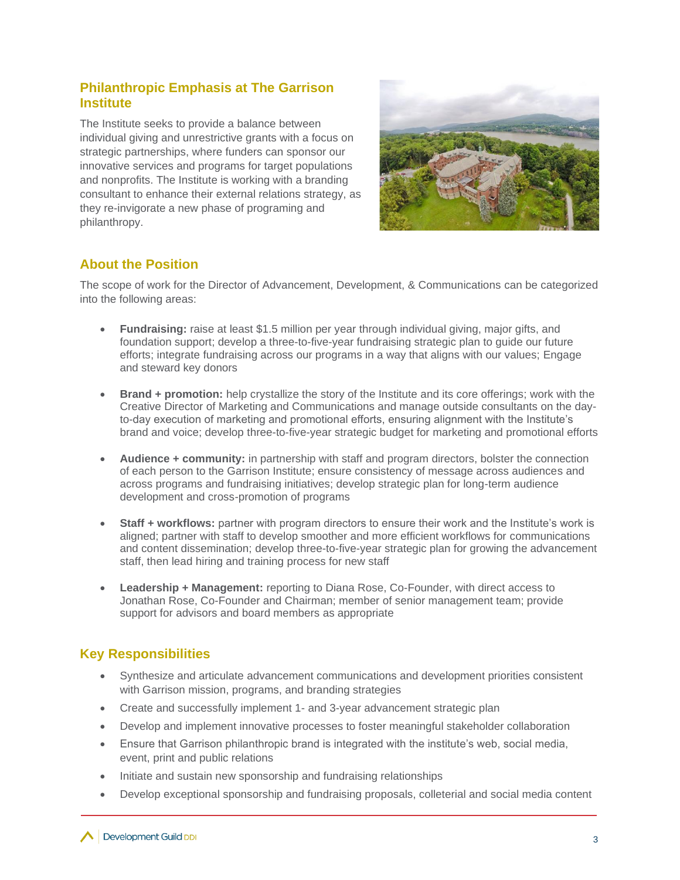## Philanthropic Emphasis at The Garrison Institute

The Institute seeks to provide a balance between individual giving and unrestrictive grants with a focus on strategic partnerships, where funders can sponsor our innovative services and programs for target populations and nonprofits. The Institute is working with a branding consultant to enhance their external relations strategy, as they re-invigorate a new phase of programing and philanthropy.

## About the Position

The scope of work for the Director of Advancement, Development, & Communications can be categorized into the following areas:

- **Fundraising:** raise at least $1.5 million per year through individual giving, major gifts, and foundation support; develop a three-to-five-year fundraising strategic plan to guide our future efforts; integrate fundraising across our programs in a way that aligns with our values; Engage and steward key donors

- **Brand + promotion:** help crystallize the story of the Institute and its core offerings; work with the Creative Director of Marketing and Communications and manage outside consultants on the day-to-day execution of marketing and promotional efforts, ensuring alignment with the Institute's brand and voice; develop three-to-five-year strategic budget for marketing and promotional efforts

- **Audience + community:** in partnership with staff and program directors, bolster the connection of each person to the Garrison Institute; ensure consistency of message across audiences and across programs and fundraising initiatives; develop strategic plan for long-term audience development and cross-promotion of programs

- **Staff + workflows:** partner with program directors to ensure their work and the Institute's work is aligned; partner with staff to develop smoother and more efficient workflows for communications and content dissemination; develop three-to-five-year strategic plan for growing the advancement staff, then lead hiring and training process for new staff

- **Leadership + Management:** reporting to Diana Rose, Co-Founder, with direct access to Jonathan Rose, Co-Founder and Chairman; member of senior management team; provide support for advisors and board members as appropriate

## Key Responsibilities

- Synthesize and articulate advancement communications and development priorities consistent with Garrison mission, programs, and branding strategies
- Create and successfully implement 1- and 3-year advancement strategic plan
- Develop and implement innovative processes to foster meaningful stakeholder collaboration
- Ensure that Garrison philanthropic brand is integrated with the institute's web, social media, event, print and public relations
- Initiate and sustain new sponsorship and fundraising relationships
- Develop exceptional sponsorship and fundraising proposals, colleterial and social media content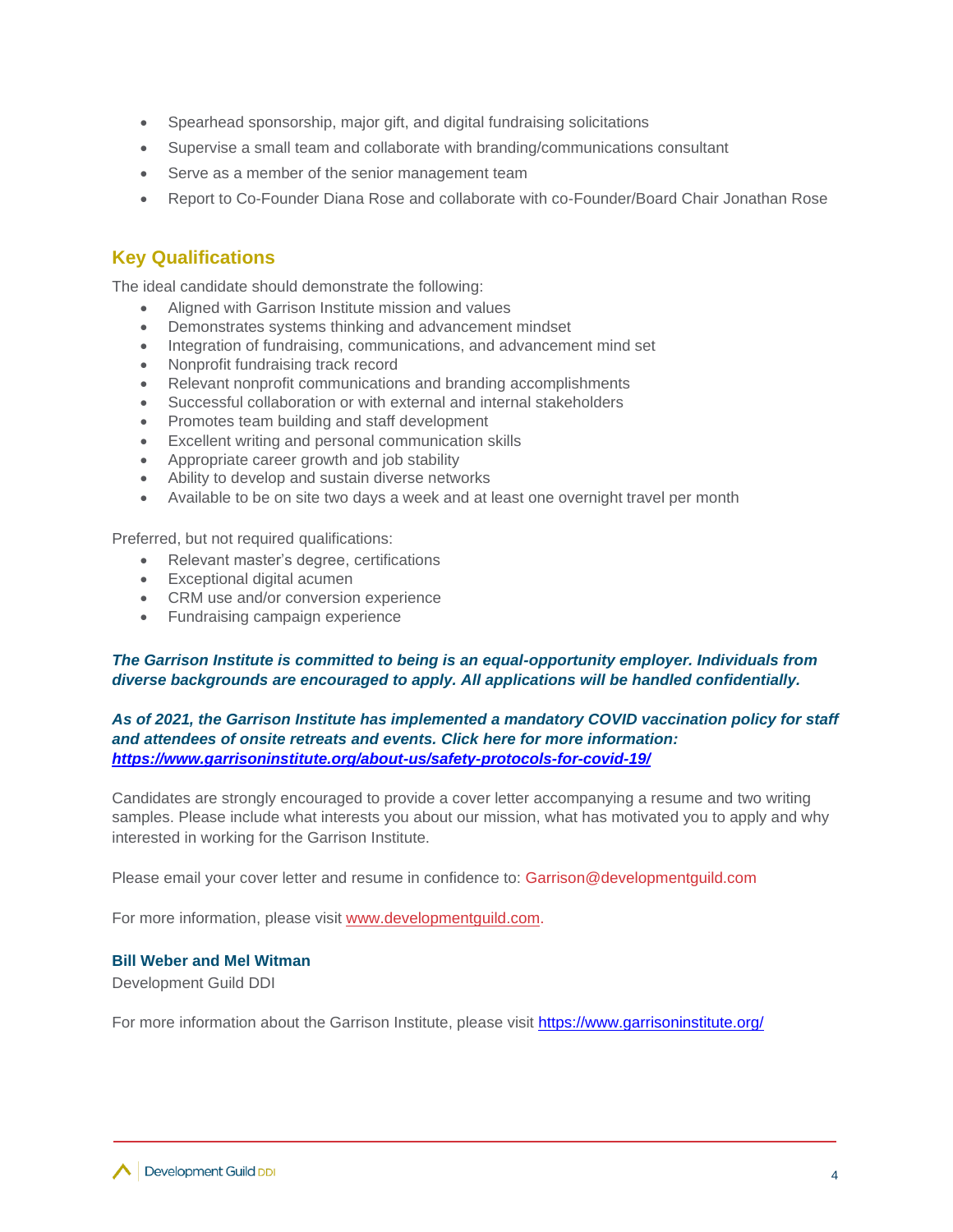- Spearhead sponsorship, major gift, and digital fundraising solicitations
- Supervise a small team and collaborate with branding/communications consultant
- Serve as a member of the senior management team
- Report to Co-Founder Diana Rose and collaborate with co-Founder/Board Chair Jonathan Rose

## Key Qualifications

The ideal candidate should demonstrate the following:

- Aligned with Garrison Institute mission and values
- Demonstrates systems thinking and advancement mindset
- Integration of fundraising, communications, and advancement mind set
- Nonprofit fundraising track record
- Relevant nonprofit communications and branding accomplishments
- Successful collaboration or with external and internal stakeholders
- Promotes team building and staff development
- Excellent writing and personal communication skills
- Appropriate career growth and job stability
- Ability to develop and sustain diverse networks
- Available to be on site two days a week and at least one overnight travel per month

Preferred, but not required qualifications:

- Relevant master's degree, certifications
- Exceptional digital acumen
- CRM use and/or conversion experience
- Fundraising campaign experience

***The Garrison Institute is committed to being is an equal-opportunity employer. Individuals from diverse backgrounds are encouraged to apply. All applications will be handled confidentially.***

***As of 2021, the Garrison Institute has implemented a mandatory COVID vaccination policy for staff and attendees of onsite retreats and events. Click here for more information: https://www.garrisoninstitute.org/about-us/safety-protocols-for-covid-19/***

Candidates are strongly encouraged to provide a cover letter accompanying a resume and two writing samples. Please include what interests you about our mission, what has motivated you to apply and why interested in working for the Garrison Institute.

Please email your cover letter and resume in confidence to: Garrison@developmentguild.com

For more information, please visit www.developmentguild.com.

**Bill Weber and Mel Witman**
Development Guild DDI

For more information about the Garrison Institute, please visit https://www.garrisoninstitute.org/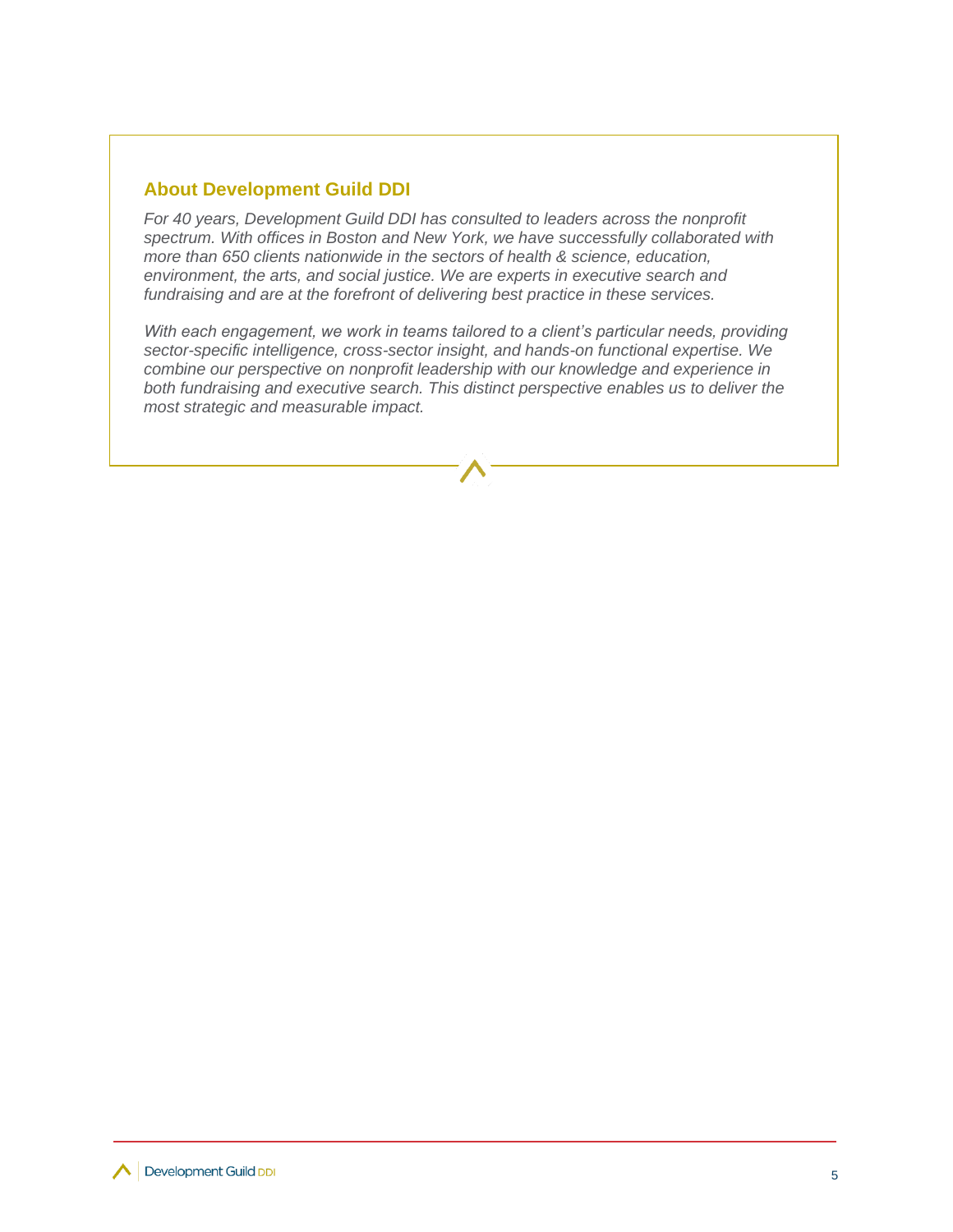## About Development Guild DDI

*For 40 years, Development Guild DDI has consulted to leaders across the nonprofit spectrum. With offices in Boston and New York, we have successfully collaborated with more than 650 clients nationwide in the sectors of health & science, education, environment, the arts, and social justice. We are experts in executive search and fundraising and are at the forefront of delivering best practice in these services.*

*With each engagement, we work in teams tailored to a client's particular needs, providing sector-specific intelligence, cross-sector insight, and hands-on functional expertise. We combine our perspective on nonprofit leadership with our knowledge and experience in both fundraising and executive search. This distinct perspective enables us to deliver the most strategic and measurable impact.*